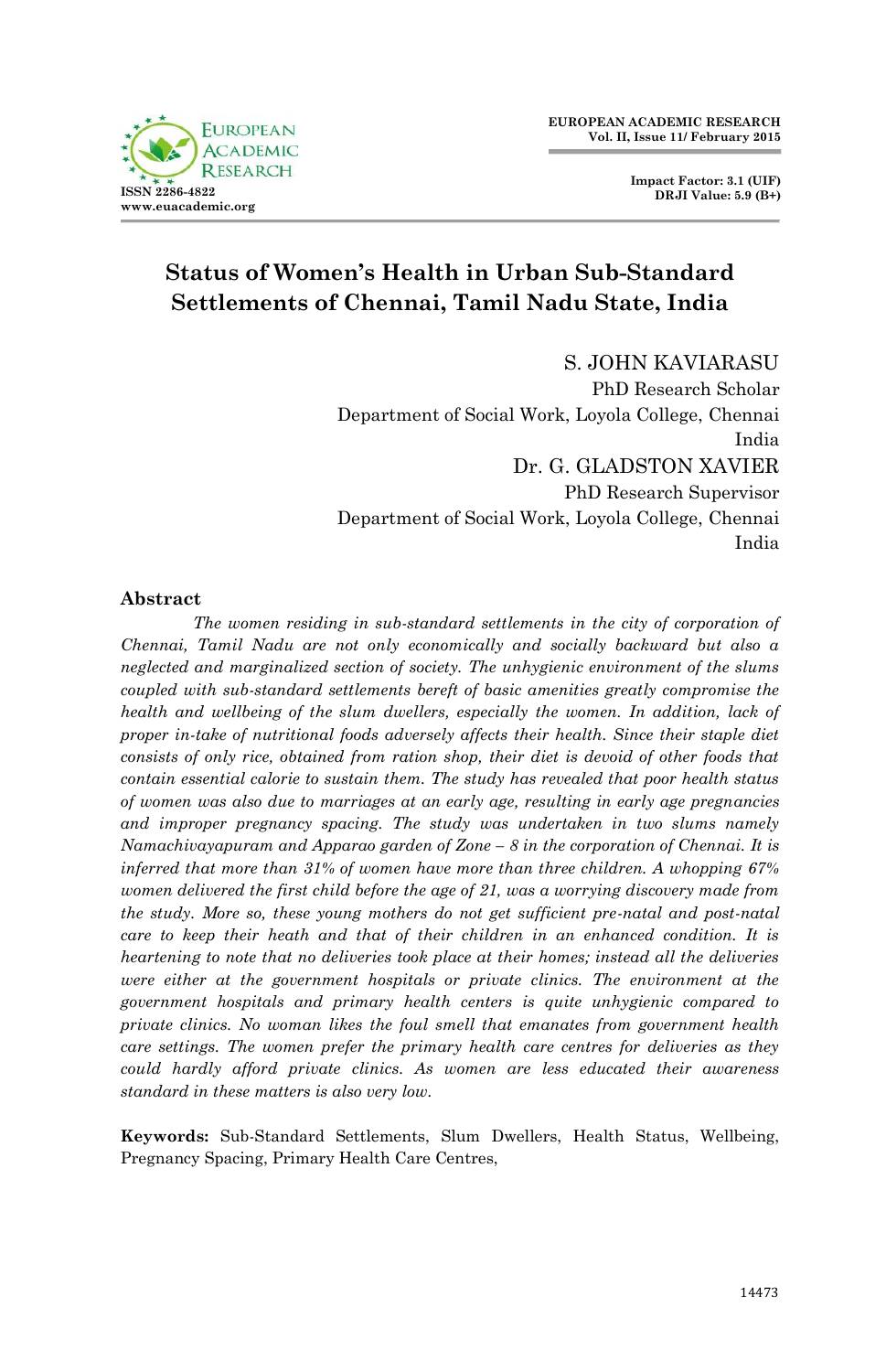# Status of Women's Health in Urban Sub-Standard Settlements of Chennai, Tamil Nadu State, India

S. JOHN KAVIARASU
PhD Research Scholar
Department of Social Work, Loyola College, Chennai
India

Dr. G. GLADSTON XAVIER
PhD Research Supervisor
Department of Social Work, Loyola College, Chennai
India

## Abstract

*The women residing in sub-standard settlements in the city of corporation of Chennai, Tamil Nadu are not only economically and socially backward but also a neglected and marginalized section of society. The unhygienic environment of the slums coupled with sub-standard settlements bereft of basic amenities greatly compromise the health and wellbeing of the slum dwellers, especially the women. In addition, lack of proper in-take of nutritional foods adversely affects their health. Since their staple diet consists of only rice, obtained from ration shop, their diet is devoid of other foods that contain essential calorie to sustain them. The study has revealed that poor health status of women was also due to marriages at an early age, resulting in early age pregnancies and improper pregnancy spacing. The study was undertaken in two slums namely Namachivayapuram and Apparao garden of Zone – 8 in the corporation of Chennai. It is inferred that more than 31% of women have more than three children. A whopping 67% women delivered the first child before the age of 21, was a worrying discovery made from the study. More so, these young mothers do not get sufficient pre-natal and post-natal care to keep their heath and that of their children in an enhanced condition. It is heartening to note that no deliveries took place at their homes; instead all the deliveries were either at the government hospitals or private clinics. The environment at the government hospitals and primary health centers is quite unhygienic compared to private clinics. No woman likes the foul smell that emanates from government health care settings. The women prefer the primary health care centres for deliveries as they could hardly afford private clinics. As women are less educated their awareness standard in these matters is also very low.*

**Keywords:** Sub-Standard Settlements, Slum Dwellers, Health Status, Wellbeing, Pregnancy Spacing, Primary Health Care Centres,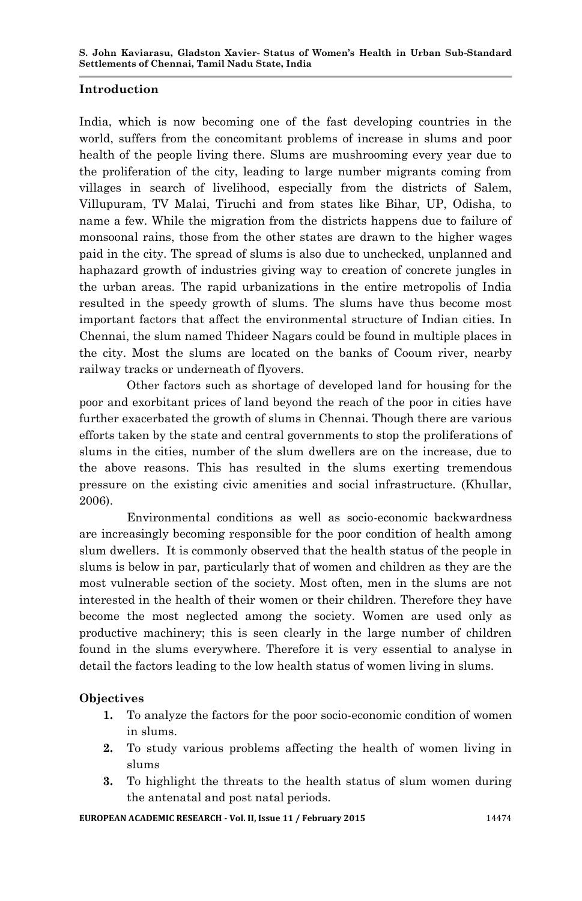## Introduction

India, which is now becoming one of the fast developing countries in the world, suffers from the concomitant problems of increase in slums and poor health of the people living there. Slums are mushrooming every year due to the proliferation of the city, leading to large number migrants coming from villages in search of livelihood, especially from the districts of Salem, Villupuram, TV Malai, Tiruchi and from states like Bihar, UP, Odisha, to name a few. While the migration from the districts happens due to failure of monsoonal rains, those from the other states are drawn to the higher wages paid in the city. The spread of slums is also due to unchecked, unplanned and haphazard growth of industries giving way to creation of concrete jungles in the urban areas. The rapid urbanizations in the entire metropolis of India resulted in the speedy growth of slums. The slums have thus become most important factors that affect the environmental structure of Indian cities. In Chennai, the slum named Thideer Nagars could be found in multiple places in the city. Most the slums are located on the banks of Cooum river, nearby railway tracks or underneath of flyovers.

Other factors such as shortage of developed land for housing for the poor and exorbitant prices of land beyond the reach of the poor in cities have further exacerbated the growth of slums in Chennai. Though there are various efforts taken by the state and central governments to stop the proliferations of slums in the cities, number of the slum dwellers are on the increase, due to the above reasons. This has resulted in the slums exerting tremendous pressure on the existing civic amenities and social infrastructure. (Khullar, 2006).

Environmental conditions as well as socio-economic backwardness are increasingly becoming responsible for the poor condition of health among slum dwellers. It is commonly observed that the health status of the people in slums is below in par, particularly that of women and children as they are the most vulnerable section of the society. Most often, men in the slums are not interested in the health of their women or their children. Therefore they have become the most neglected among the society. Women are used only as productive machinery; this is seen clearly in the large number of children found in the slums everywhere. Therefore it is very essential to analyse in detail the factors leading to the low health status of women living in slums.

## Objectives

1. To analyze the factors for the poor socio-economic condition of women in slums.
2. To study various problems affecting the health of women living in slums
3. To highlight the threats to the health status of slum women during the antenatal and post natal periods.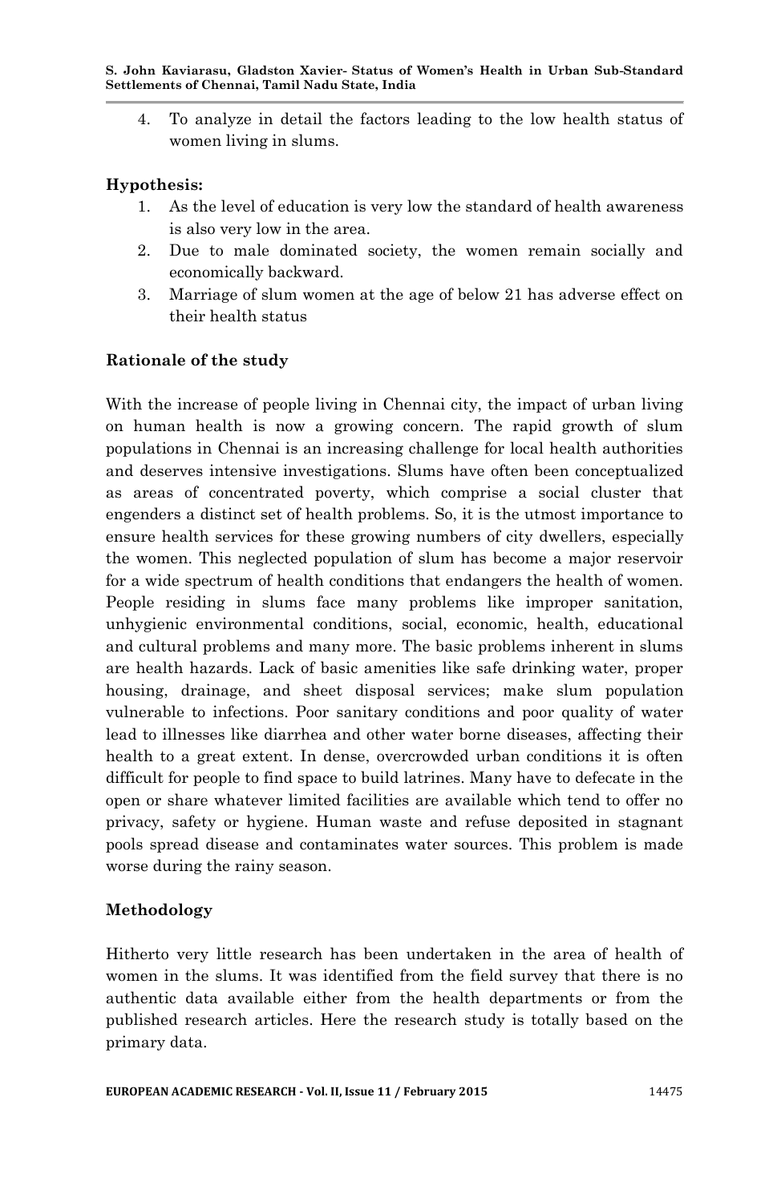4. To analyze in detail the factors leading to the low health status of women living in slums.

**Hypothesis:**

1. As the level of education is very low the standard of health awareness is also very low in the area.
2. Due to male dominated society, the women remain socially and economically backward.
3. Marriage of slum women at the age of below 21 has adverse effect on their health status

**Rationale of the study**

With the increase of people living in Chennai city, the impact of urban living on human health is now a growing concern. The rapid growth of slum populations in Chennai is an increasing challenge for local health authorities and deserves intensive investigations. Slums have often been conceptualized as areas of concentrated poverty, which comprise a social cluster that engenders a distinct set of health problems. So, it is the utmost importance to ensure health services for these growing numbers of city dwellers, especially the women. This neglected population of slum has become a major reservoir for a wide spectrum of health conditions that endangers the health of women. People residing in slums face many problems like improper sanitation, unhygienic environmental conditions, social, economic, health, educational and cultural problems and many more. The basic problems inherent in slums are health hazards. Lack of basic amenities like safe drinking water, proper housing, drainage, and sheet disposal services; make slum population vulnerable to infections. Poor sanitary conditions and poor quality of water lead to illnesses like diarrhea and other water borne diseases, affecting their health to a great extent. In dense, overcrowded urban conditions it is often difficult for people to find space to build latrines. Many have to defecate in the open or share whatever limited facilities are available which tend to offer no privacy, safety or hygiene. Human waste and refuse deposited in stagnant pools spread disease and contaminates water sources. This problem is made worse during the rainy season.

**Methodology**

Hitherto very little research has been undertaken in the area of health of women in the slums. It was identified from the field survey that there is no authentic data available either from the health departments or from the published research articles. Here the research study is totally based on the primary data.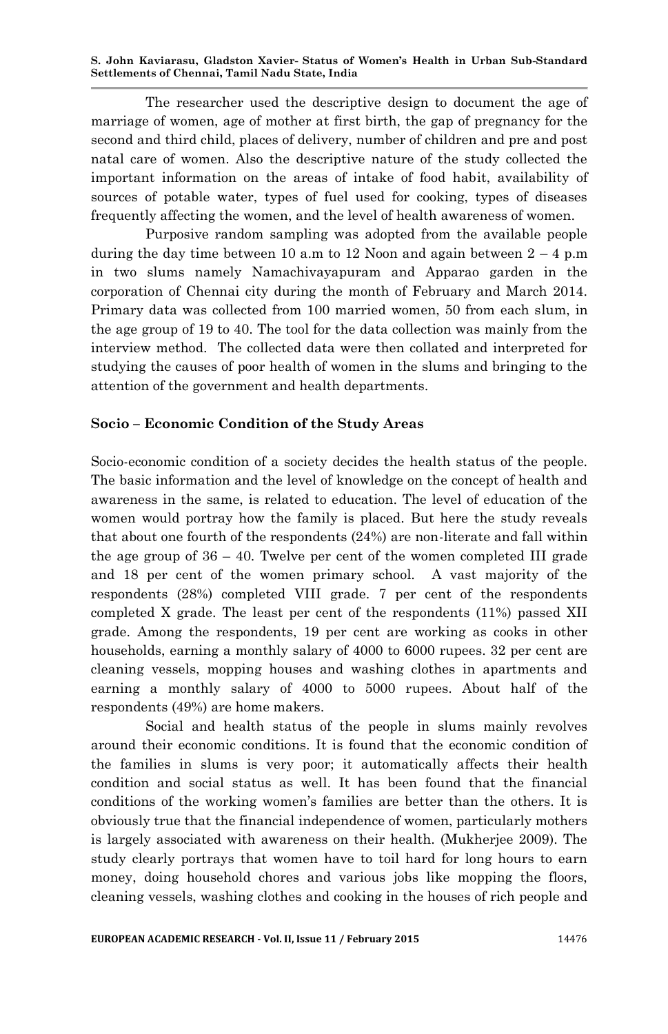The researcher used the descriptive design to document the age of marriage of women, age of mother at first birth, the gap of pregnancy for the second and third child, places of delivery, number of children and pre and post natal care of women. Also the descriptive nature of the study collected the important information on the areas of intake of food habit, availability of sources of potable water, types of fuel used for cooking, types of diseases frequently affecting the women, and the level of health awareness of women.

Purposive random sampling was adopted from the available people during the day time between 10 a.m to 12 Noon and again between 2 – 4 p.m in two slums namely Namachivayapuram and Apparao garden in the corporation of Chennai city during the month of February and March 2014. Primary data was collected from 100 married women, 50 from each slum, in the age group of 19 to 40. The tool for the data collection was mainly from the interview method. The collected data were then collated and interpreted for studying the causes of poor health of women in the slums and bringing to the attention of the government and health departments.

## Socio – Economic Condition of the Study Areas

Socio-economic condition of a society decides the health status of the people. The basic information and the level of knowledge on the concept of health and awareness in the same, is related to education. The level of education of the women would portray how the family is placed. But here the study reveals that about one fourth of the respondents (24%) are non-literate and fall within the age group of 36 – 40. Twelve per cent of the women completed III grade and 18 per cent of the women primary school. A vast majority of the respondents (28%) completed VIII grade. 7 per cent of the respondents completed X grade. The least per cent of the respondents (11%) passed XII grade. Among the respondents, 19 per cent are working as cooks in other households, earning a monthly salary of 4000 to 6000 rupees. 32 per cent are cleaning vessels, mopping houses and washing clothes in apartments and earning a monthly salary of 4000 to 5000 rupees. About half of the respondents (49%) are home makers.

Social and health status of the people in slums mainly revolves around their economic conditions. It is found that the economic condition of the families in slums is very poor; it automatically affects their health condition and social status as well. It has been found that the financial conditions of the working women's families are better than the others. It is obviously true that the financial independence of women, particularly mothers is largely associated with awareness on their health. (Mukherjee 2009). The study clearly portrays that women have to toil hard for long hours to earn money, doing household chores and various jobs like mopping the floors, cleaning vessels, washing clothes and cooking in the houses of rich people and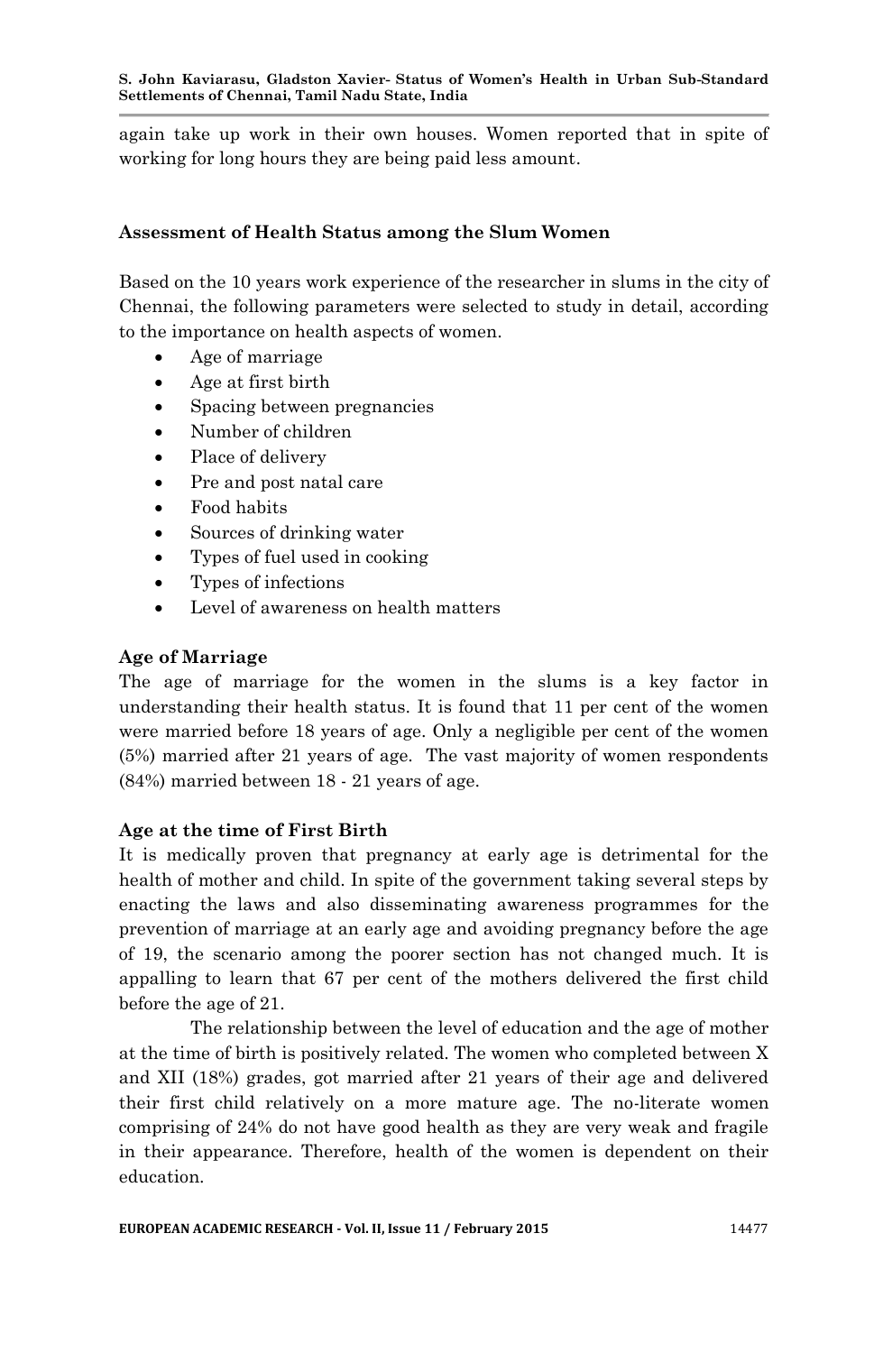again take up work in their own houses. Women reported that in spite of working for long hours they are being paid less amount.

## Assessment of Health Status among the Slum Women

Based on the 10 years work experience of the researcher in slums in the city of Chennai, the following parameters were selected to study in detail, according to the importance on health aspects of women.

- Age of marriage
- Age at first birth
- Spacing between pregnancies
- Number of children
- Place of delivery
- Pre and post natal care
- Food habits
- Sources of drinking water
- Types of fuel used in cooking
- Types of infections
- Level of awareness on health matters

### Age of Marriage

The age of marriage for the women in the slums is a key factor in understanding their health status. It is found that 11 per cent of the women were married before 18 years of age. Only a negligible per cent of the women (5%) married after 21 years of age. The vast majority of women respondents (84%) married between 18 - 21 years of age.

### Age at the time of First Birth

It is medically proven that pregnancy at early age is detrimental for the health of mother and child. In spite of the government taking several steps by enacting the laws and also disseminating awareness programmes for the prevention of marriage at an early age and avoiding pregnancy before the age of 19, the scenario among the poorer section has not changed much. It is appalling to learn that 67 per cent of the mothers delivered the first child before the age of 21.

The relationship between the level of education and the age of mother at the time of birth is positively related. The women who completed between X and XII (18%) grades, got married after 21 years of their age and delivered their first child relatively on a more mature age. The no-literate women comprising of 24% do not have good health as they are very weak and fragile in their appearance. Therefore, health of the women is dependent on their education.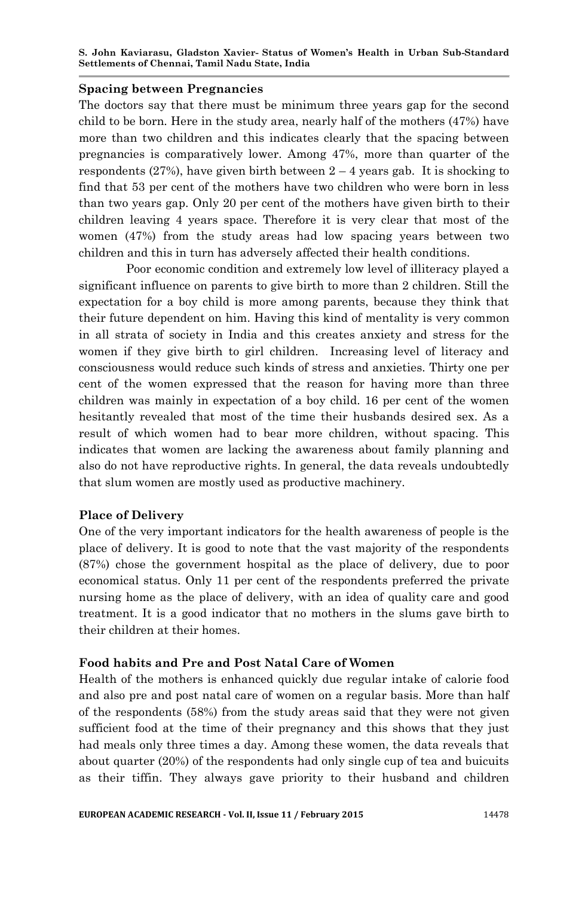**Spacing between Pregnancies**

The doctors say that there must be minimum three years gap for the second child to be born. Here in the study area, nearly half of the mothers (47%) have more than two children and this indicates clearly that the spacing between pregnancies is comparatively lower. Among 47%, more than quarter of the respondents (27%), have given birth between 2 – 4 years gab. It is shocking to find that 53 per cent of the mothers have two children who were born in less than two years gap. Only 20 per cent of the mothers have given birth to their children leaving 4 years space. Therefore it is very clear that most of the women (47%) from the study areas had low spacing years between two children and this in turn has adversely affected their health conditions.

Poor economic condition and extremely low level of illiteracy played a significant influence on parents to give birth to more than 2 children. Still the expectation for a boy child is more among parents, because they think that their future dependent on him. Having this kind of mentality is very common in all strata of society in India and this creates anxiety and stress for the women if they give birth to girl children. Increasing level of literacy and consciousness would reduce such kinds of stress and anxieties. Thirty one per cent of the women expressed that the reason for having more than three children was mainly in expectation of a boy child. 16 per cent of the women hesitantly revealed that most of the time their husbands desired sex. As a result of which women had to bear more children, without spacing. This indicates that women are lacking the awareness about family planning and also do not have reproductive rights. In general, the data reveals undoubtedly that slum women are mostly used as productive machinery.

**Place of Delivery**

One of the very important indicators for the health awareness of people is the place of delivery. It is good to note that the vast majority of the respondents (87%) chose the government hospital as the place of delivery, due to poor economical status. Only 11 per cent of the respondents preferred the private nursing home as the place of delivery, with an idea of quality care and good treatment. It is a good indicator that no mothers in the slums gave birth to their children at their homes.

**Food habits and Pre and Post Natal Care of Women**

Health of the mothers is enhanced quickly due regular intake of calorie food and also pre and post natal care of women on a regular basis. More than half of the respondents (58%) from the study areas said that they were not given sufficient food at the time of their pregnancy and this shows that they just had meals only three times a day. Among these women, the data reveals that about quarter (20%) of the respondents had only single cup of tea and buicuits as their tiffin. They always gave priority to their husband and children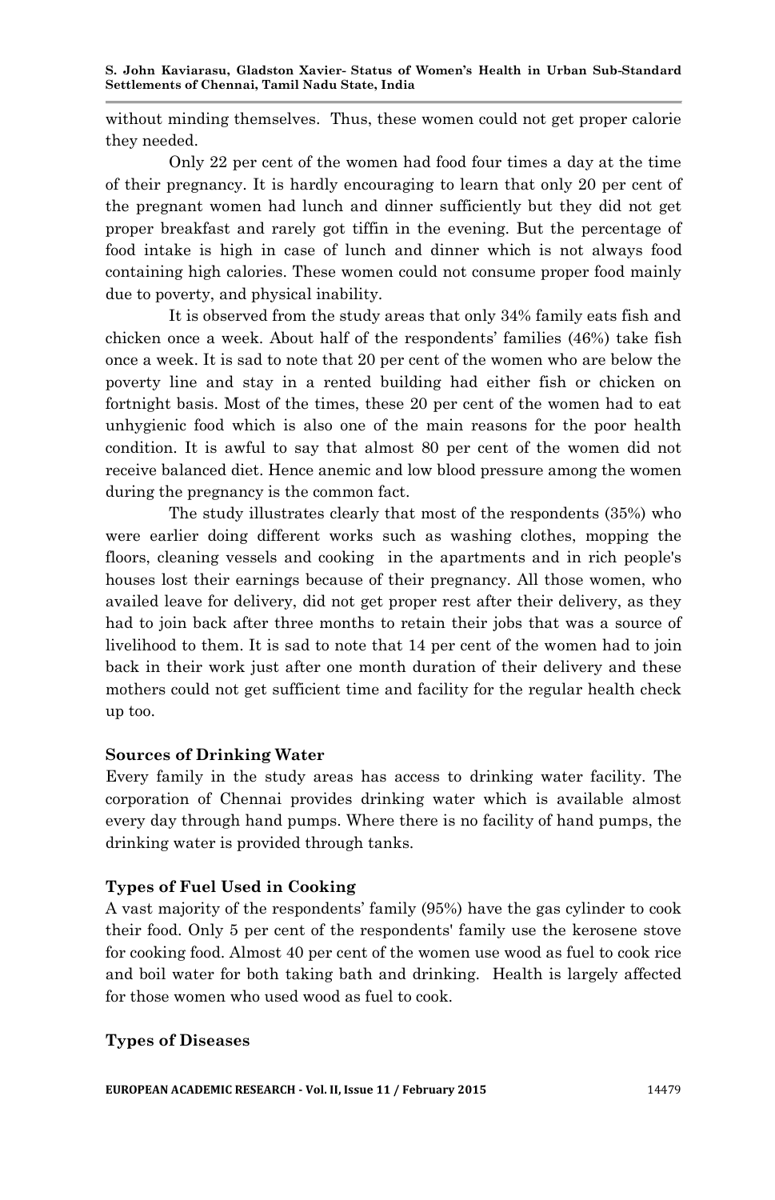without minding themselves. Thus, these women could not get proper calorie they needed.

Only 22 per cent of the women had food four times a day at the time of their pregnancy. It is hardly encouraging to learn that only 20 per cent of the pregnant women had lunch and dinner sufficiently but they did not get proper breakfast and rarely got tiffin in the evening. But the percentage of food intake is high in case of lunch and dinner which is not always food containing high calories. These women could not consume proper food mainly due to poverty, and physical inability.

It is observed from the study areas that only 34% family eats fish and chicken once a week. About half of the respondents' families (46%) take fish once a week. It is sad to note that 20 per cent of the women who are below the poverty line and stay in a rented building had either fish or chicken on fortnight basis. Most of the times, these 20 per cent of the women had to eat unhygienic food which is also one of the main reasons for the poor health condition. It is awful to say that almost 80 per cent of the women did not receive balanced diet. Hence anemic and low blood pressure among the women during the pregnancy is the common fact.

The study illustrates clearly that most of the respondents (35%) who were earlier doing different works such as washing clothes, mopping the floors, cleaning vessels and cooking in the apartments and in rich people's houses lost their earnings because of their pregnancy. All those women, who availed leave for delivery, did not get proper rest after their delivery, as they had to join back after three months to retain their jobs that was a source of livelihood to them. It is sad to note that 14 per cent of the women had to join back in their work just after one month duration of their delivery and these mothers could not get sufficient time and facility for the regular health check up too.

**Sources of Drinking Water**

Every family in the study areas has access to drinking water facility. The corporation of Chennai provides drinking water which is available almost every day through hand pumps. Where there is no facility of hand pumps, the drinking water is provided through tanks.

**Types of Fuel Used in Cooking**

A vast majority of the respondents' family (95%) have the gas cylinder to cook their food. Only 5 per cent of the respondents' family use the kerosene stove for cooking food. Almost 40 per cent of the women use wood as fuel to cook rice and boil water for both taking bath and drinking. Health is largely affected for those women who used wood as fuel to cook.

**Types of Diseases**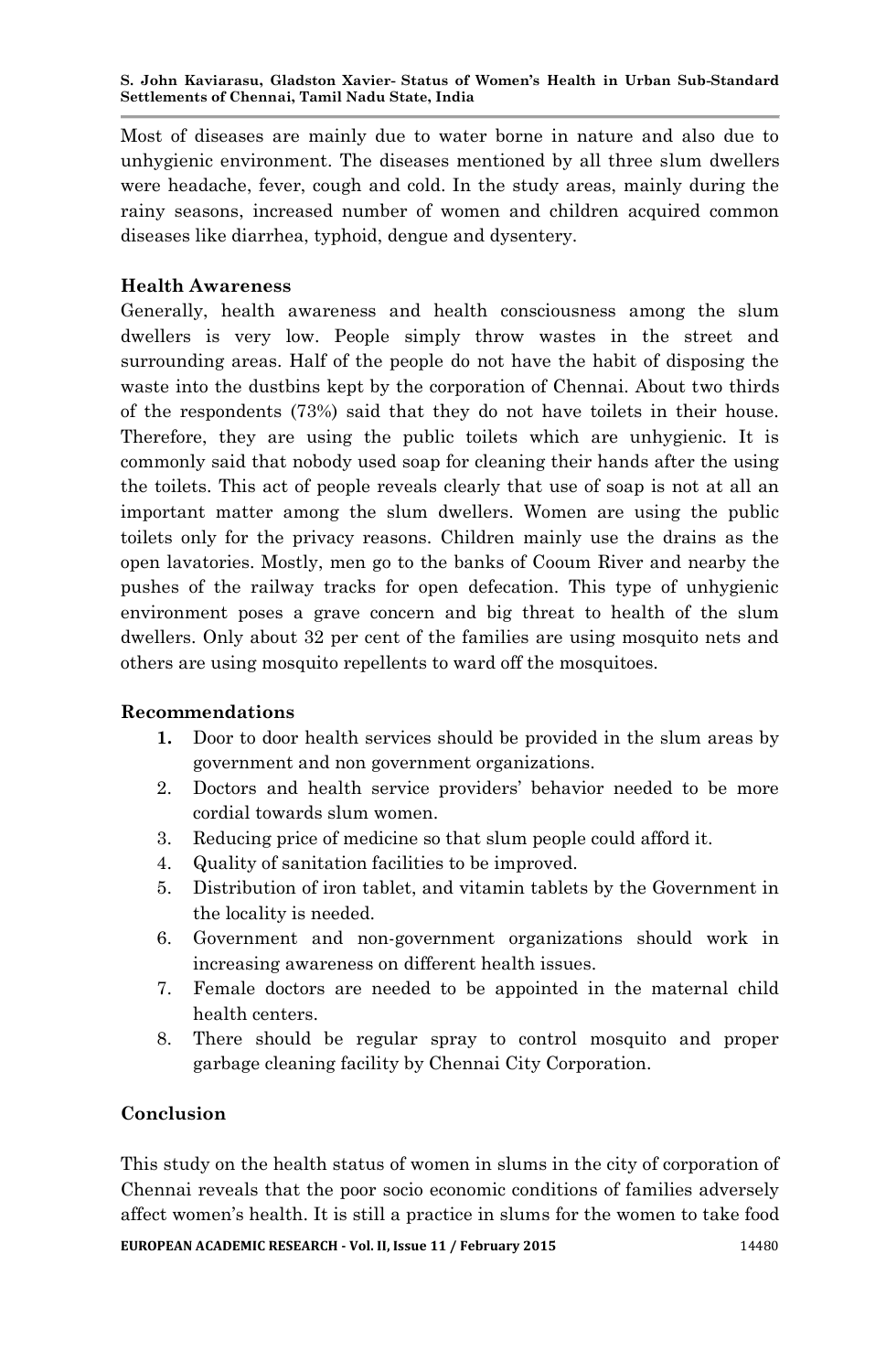Most of diseases are mainly due to water borne in nature and also due to unhygienic environment. The diseases mentioned by all three slum dwellers were headache, fever, cough and cold. In the study areas, mainly during the rainy seasons, increased number of women and children acquired common diseases like diarrhea, typhoid, dengue and dysentery.

## Health Awareness

Generally, health awareness and health consciousness among the slum dwellers is very low. People simply throw wastes in the street and surrounding areas. Half of the people do not have the habit of disposing the waste into the dustbins kept by the corporation of Chennai. About two thirds of the respondents (73%) said that they do not have toilets in their house. Therefore, they are using the public toilets which are unhygienic. It is commonly said that nobody used soap for cleaning their hands after the using the toilets. This act of people reveals clearly that use of soap is not at all an important matter among the slum dwellers. Women are using the public toilets only for the privacy reasons. Children mainly use the drains as the open lavatories. Mostly, men go to the banks of Cooum River and nearby the pushes of the railway tracks for open defecation. This type of unhygienic environment poses a grave concern and big threat to health of the slum dwellers. Only about 32 per cent of the families are using mosquito nets and others are using mosquito repellents to ward off the mosquitoes.

## Recommendations

1. Door to door health services should be provided in the slum areas by government and non government organizations.
2. Doctors and health service providers' behavior needed to be more cordial towards slum women.
3. Reducing price of medicine so that slum people could afford it.
4. Quality of sanitation facilities to be improved.
5. Distribution of iron tablet, and vitamin tablets by the Government in the locality is needed.
6. Government and non-government organizations should work in increasing awareness on different health issues.
7. Female doctors are needed to be appointed in the maternal child health centers.
8. There should be regular spray to control mosquito and proper garbage cleaning facility by Chennai City Corporation.

## Conclusion

This study on the health status of women in slums in the city of corporation of Chennai reveals that the poor socio economic conditions of families adversely affect women's health. It is still a practice in slums for the women to take food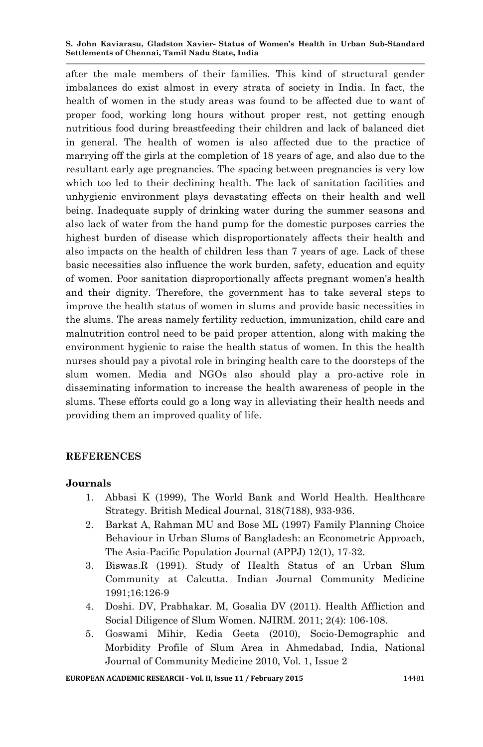after the male members of their families. This kind of structural gender imbalances do exist almost in every strata of society in India. In fact, the health of women in the study areas was found to be affected due to want of proper food, working long hours without proper rest, not getting enough nutritious food during breastfeeding their children and lack of balanced diet in general. The health of women is also affected due to the practice of marrying off the girls at the completion of 18 years of age, and also due to the resultant early age pregnancies. The spacing between pregnancies is very low which too led to their declining health. The lack of sanitation facilities and unhygienic environment plays devastating effects on their health and well being. Inadequate supply of drinking water during the summer seasons and also lack of water from the hand pump for the domestic purposes carries the highest burden of disease which disproportionately affects their health and also impacts on the health of children less than 7 years of age. Lack of these basic necessities also influence the work burden, safety, education and equity of women. Poor sanitation disproportionally affects pregnant women's health and their dignity. Therefore, the government has to take several steps to improve the health status of women in slums and provide basic necessities in the slums. The areas namely fertility reduction, immunization, child care and malnutrition control need to be paid proper attention, along with making the environment hygienic to raise the health status of women. In this the health nurses should pay a pivotal role in bringing health care to the doorsteps of the slum women. Media and NGOs also should play a pro-active role in disseminating information to increase the health awareness of people in the slums. These efforts could go a long way in alleviating their health needs and providing them an improved quality of life.

## REFERENCES

### Journals

1. Abbasi K (1999), The World Bank and World Health. Healthcare Strategy. British Medical Journal, 318(7188), 933-936.
2. Barkat A, Rahman MU and Bose ML (1997) Family Planning Choice Behaviour in Urban Slums of Bangladesh: an Econometric Approach, The Asia-Pacific Population Journal (APPJ) 12(1), 17-32.
3. Biswas.R (1991). Study of Health Status of an Urban Slum Community at Calcutta. Indian Journal Community Medicine 1991;16:126-9
4. Doshi. DV, Prabhakar. M, Gosalia DV (2011). Health Affliction and Social Diligence of Slum Women. NJIRM. 2011; 2(4): 106-108.
5. Goswami Mihir, Kedia Geeta (2010), Socio-Demographic and Morbidity Profile of Slum Area in Ahmedabad, India, National Journal of Community Medicine 2010, Vol. 1, Issue 2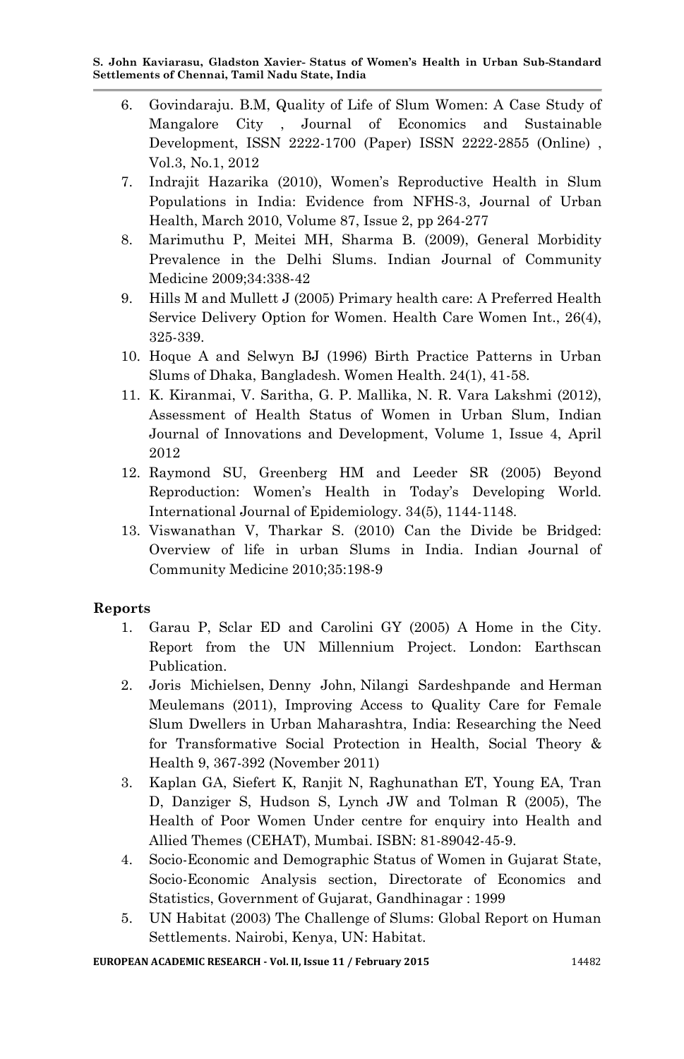6. Govindaraju. B.M, Quality of Life of Slum Women: A Case Study of Mangalore City , Journal of Economics and Sustainable Development, ISSN 2222-1700 (Paper) ISSN 2222-2855 (Online) , Vol.3, No.1, 2012
7. Indrajit Hazarika (2010), Women's Reproductive Health in Slum Populations in India: Evidence from NFHS-3, Journal of Urban Health, March 2010, Volume 87, Issue 2, pp 264-277
8. Marimuthu P, Meitei MH, Sharma B. (2009), General Morbidity Prevalence in the Delhi Slums. Indian Journal of Community Medicine 2009;34:338-42
9. Hills M and Mullett J (2005) Primary health care: A Preferred Health Service Delivery Option for Women. Health Care Women Int., 26(4), 325-339.
10. Hoque A and Selwyn BJ (1996) Birth Practice Patterns in Urban Slums of Dhaka, Bangladesh. Women Health. 24(1), 41-58.
11. K. Kiranmai, V. Saritha, G. P. Mallika, N. R. Vara Lakshmi (2012), Assessment of Health Status of Women in Urban Slum, Indian Journal of Innovations and Development, Volume 1, Issue 4, April 2012
12. Raymond SU, Greenberg HM and Leeder SR (2005) Beyond Reproduction: Women's Health in Today's Developing World. International Journal of Epidemiology. 34(5), 1144-1148.
13. Viswanathan V, Tharkar S. (2010) Can the Divide be Bridged: Overview of life in urban Slums in India. Indian Journal of Community Medicine 2010;35:198-9

**Reports**

1. Garau P, Sclar ED and Carolini GY (2005) A Home in the City. Report from the UN Millennium Project. London: Earthscan Publication.
2. Joris Michielsen, Denny John, Nilangi Sardeshpande and Herman Meulemans (2011), Improving Access to Quality Care for Female Slum Dwellers in Urban Maharashtra, India: Researching the Need for Transformative Social Protection in Health, Social Theory & Health 9, 367-392 (November 2011)
3. Kaplan GA, Siefert K, Ranjit N, Raghunathan ET, Young EA, Tran D, Danziger S, Hudson S, Lynch JW and Tolman R (2005), The Health of Poor Women Under centre for enquiry into Health and Allied Themes (CEHAT), Mumbai. ISBN: 81-89042-45-9.
4. Socio-Economic and Demographic Status of Women in Gujarat State, Socio-Economic Analysis section, Directorate of Economics and Statistics, Government of Gujarat, Gandhinagar : 1999
5. UN Habitat (2003) The Challenge of Slums: Global Report on Human Settlements. Nairobi, Kenya, UN: Habitat.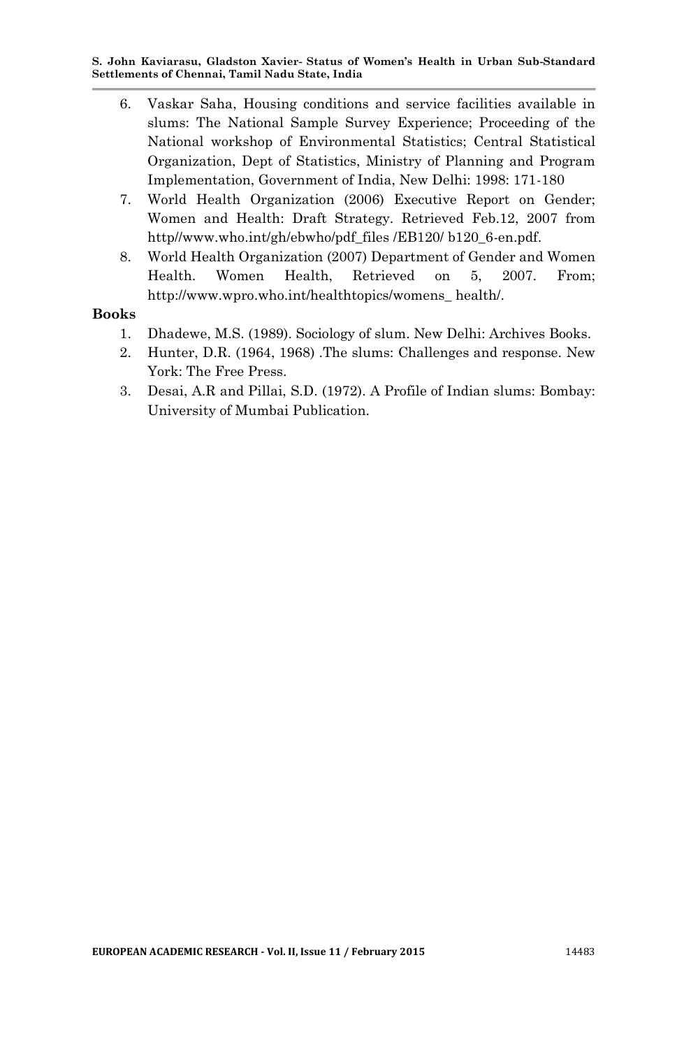6. Vaskar Saha, Housing conditions and service facilities available in slums: The National Sample Survey Experience; Proceeding of the National workshop of Environmental Statistics; Central Statistical Organization, Dept of Statistics, Ministry of Planning and Program Implementation, Government of India, New Delhi: 1998: 171-180
7. World Health Organization (2006) Executive Report on Gender; Women and Health: Draft Strategy. Retrieved Feb.12, 2007 from http//www.who.int/gh/ebwho/pdf_files /EB120/ b120_6-en.pdf.
8. World Health Organization (2007) Department of Gender and Women Health. Women Health, Retrieved on 5, 2007. From; http://www.wpro.who.int/healthtopics/womens_ health/.

**Books**

1. Dhadewe, M.S. (1989). Sociology of slum. New Delhi: Archives Books.
2. Hunter, D.R. (1964, 1968) .The slums: Challenges and response. New York: The Free Press.
3. Desai, A.R and Pillai, S.D. (1972). A Profile of Indian slums: Bombay: University of Mumbai Publication.